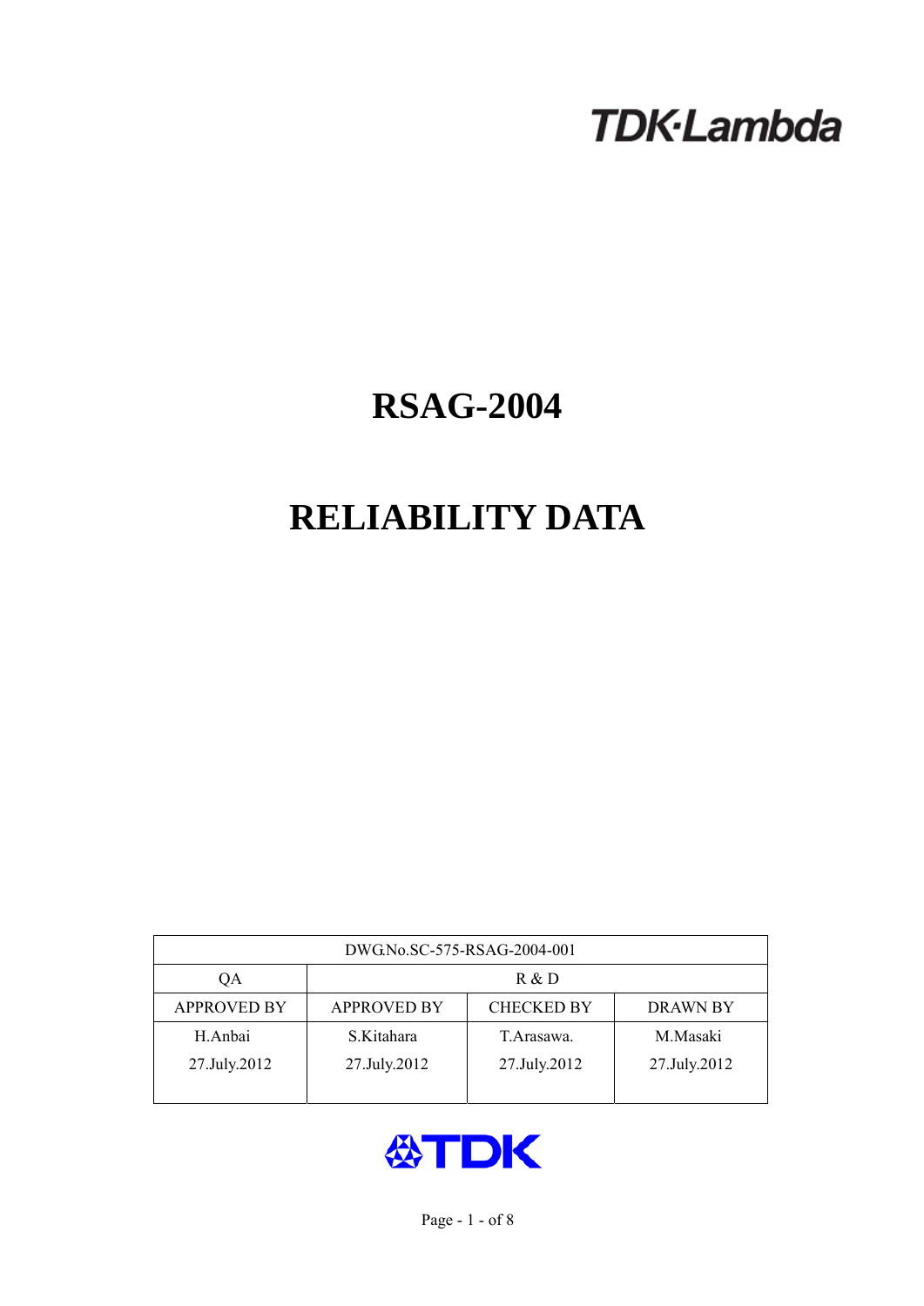TDK·Lambda

# RSAG-2004

# RELIABILITY DATA

| DWG.No.SC-575-RSAG-2004-001 | | | |
|---|---|---|---|
| QA | R & D | | |
| APPROVED BY | APPROVED BY | CHECKED BY | DRAWN BY |
| H.Anbai<br>27.July.2012 | S.Kitahara<br>27.July.2012 | T.Arasawa.<br>27.July.2012 | M.Masaki<br>27.July.2012 |

TDK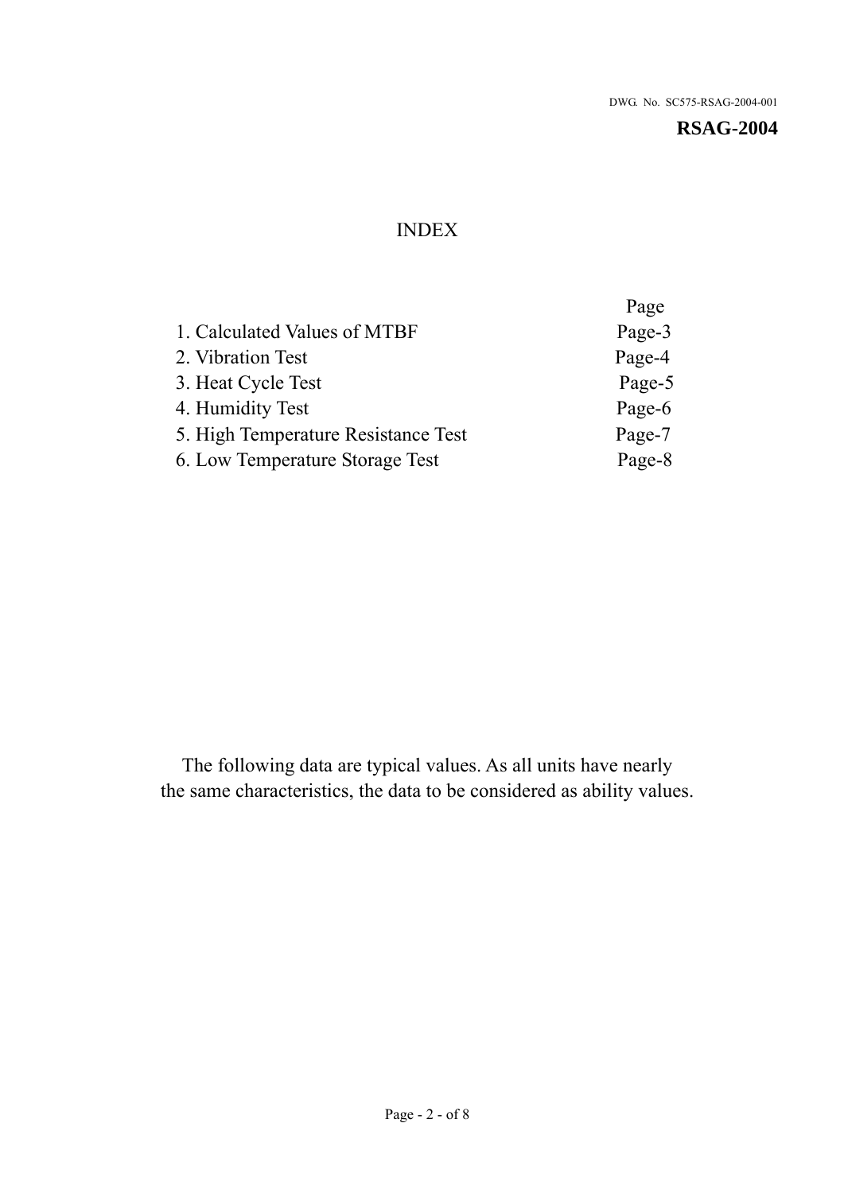DWG. No. SC575-RSAG-2004-001

**RSAG-2004**

# INDEX

| | Page |
|---|---|
| 1. Calculated Values of MTBF | Page-3 |
| 2. Vibration Test | Page-4 |
| 3. Heat Cycle Test | Page-5 |
| 4. Humidity Test | Page-6 |
| 5. High Temperature Resistance Test | Page-7 |
| 6. Low Temperature Storage Test | Page-8 |

The following data are typical values. As all units have nearly the same characteristics, the data to be considered as ability values.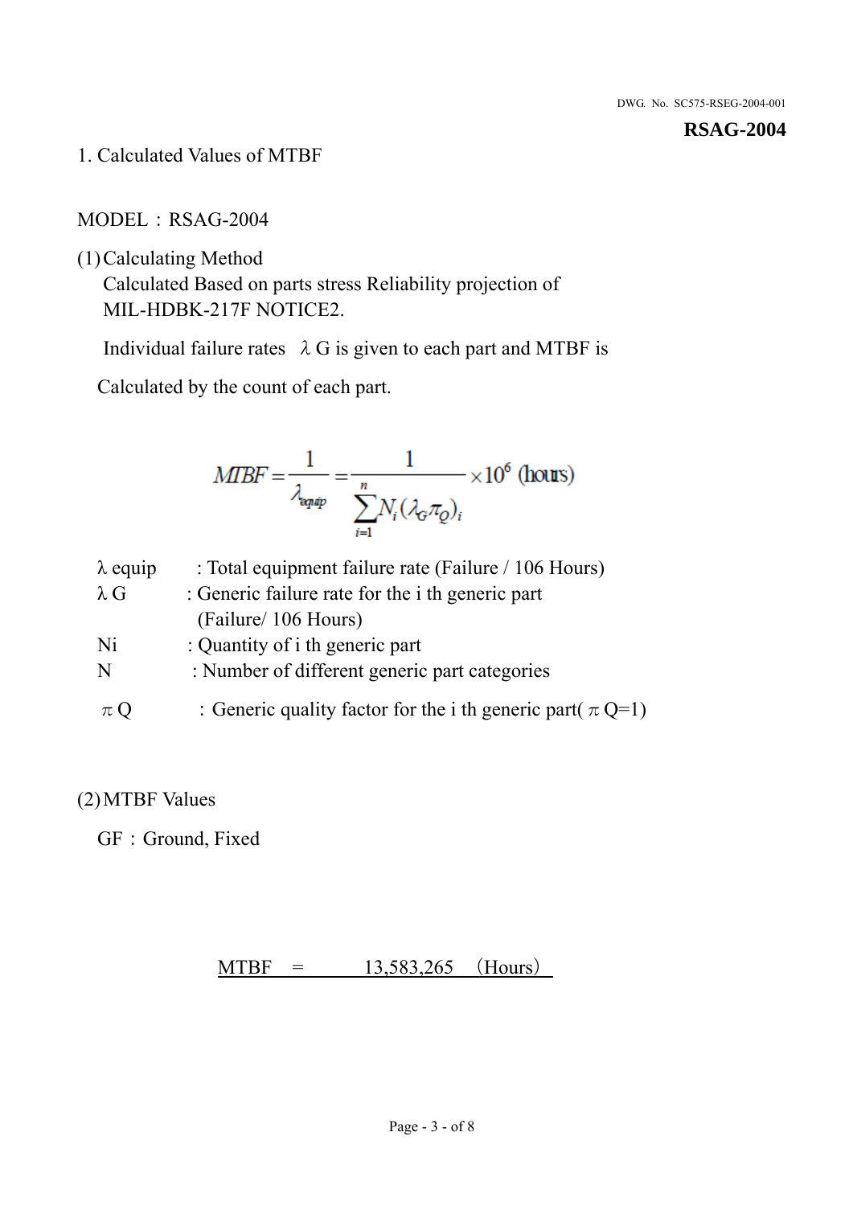DWG. No. SC575-RSEG-2004-001

**RSAG-2004**

## 1. Calculated Values of MTBF

MODEL：RSAG-2004

(1) Calculating Method

Calculated Based on parts stress Reliability projection of MIL-HDBK-217F NOTICE2.

Individual failure rates λG is given to each part and MTBF is

Calculated by the count of each part.

$$MTBF = \frac{1}{\lambda_{equip}} = \frac{1}{\sum_{i=1}^{n} N_i(\lambda_G \pi_Q)_i} \times 10^6 \text{ (hours)}$$

λ equip : Total equipment failure rate (Failure / 106 Hours)

λ G : Generic failure rate for the i th generic part (Failure/ 106 Hours)

Ni : Quantity of i th generic part

N : Number of different generic part categories

π Q ：Generic quality factor for the i th generic part( π Q=1)

(2) MTBF Values

GF：Ground, Fixed

MTBF = 13,583,265 （Hours）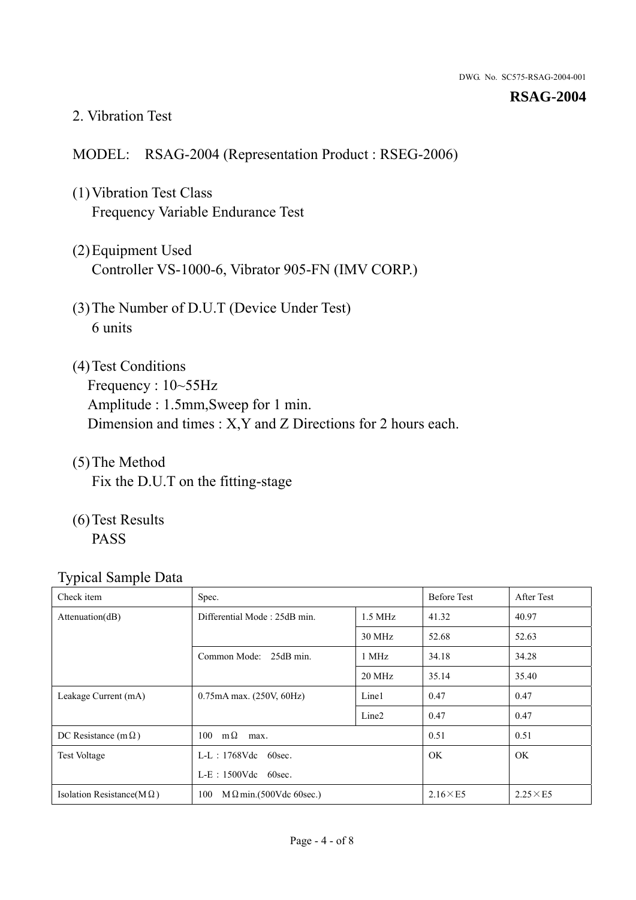DWG. No. SC575-RSAG-2004-001

**RSAG-2004**

## 2. Vibration Test

MODEL:　RSAG-2004 (Representation Product : RSEG-2006)

(1) Vibration Test Class
　　Frequency Variable Endurance Test

(2) Equipment Used
　　Controller VS-1000-6, Vibrator 905-FN (IMV CORP.)

(3) The Number of D.U.T (Device Under Test)
　　6 units

(4) Test Conditions
　　Frequency : 10~55Hz
　　Amplitude : 1.5mm,Sweep for 1 min.
　　Dimension and times : X,Y and Z Directions for 2 hours each.

(5) The Method
　　Fix the D.U.T on the fitting-stage

(6) Test Results
　　PASS

Typical Sample Data

| Check item | Spec. | | Before Test | After Test |
|---|---|---|---|---|
| Attenuation(dB) | Differential Mode : 25dB min. | 1.5 MHz | 41.32 | 40.97 |
| | | 30 MHz | 52.68 | 52.63 |
| | Common Mode:　25dB min. | 1 MHz | 34.18 | 34.28 |
| | | 20 MHz | 35.14 | 35.40 |
| Leakage Current (mA) | 0.75mA max. (250V, 60Hz) | Line1 | 0.47 | 0.47 |
| | | Line2 | 0.47 | 0.47 |
| DC Resistance (mΩ) | 100　mΩ　max. | | 0.51 | 0.51 |
| Test Voltage | L-L：1768Vdc　60sec.<br>L-E：1500Vdc　60sec. | | OK | OK |
| Isolation Resistance(MΩ) | 100　MΩmin.(500Vdc 60sec.) | | 2.16×E5 | 2.25×E5 |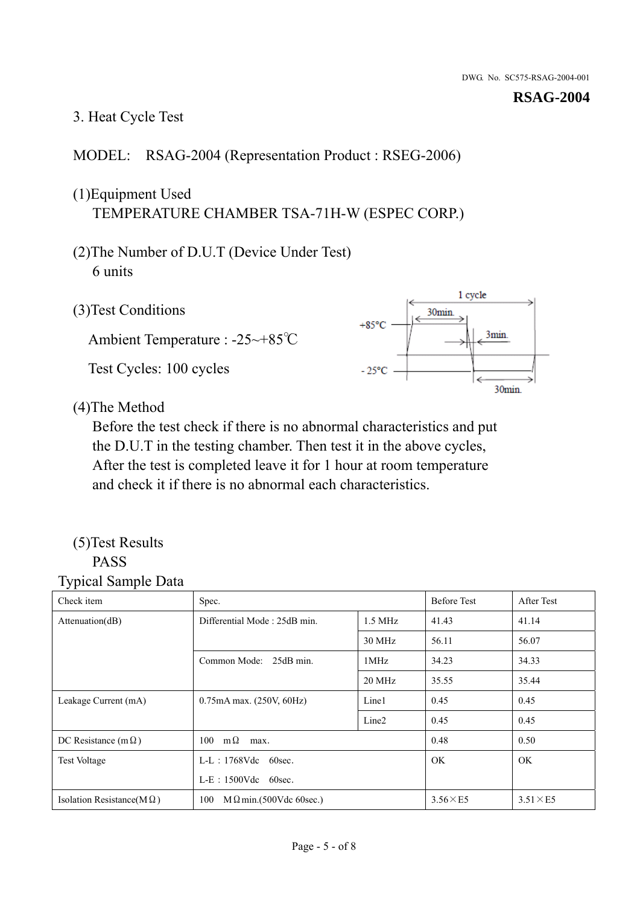DWG. No. SC575-RSAG-2004-001

**RSAG-2004**

## 3. Heat Cycle Test

MODEL: RSAG-2004 (Representation Product : RSEG-2006)

(1)Equipment Used
TEMPERATURE CHAMBER TSA-71H-W (ESPEC CORP.)

(2)The Number of D.U.T (Device Under Test)
6 units

(3)Test Conditions

Ambient Temperature : -25~+85℃

Test Cycles: 100 cycles

(4)The Method
Before the test check if there is no abnormal characteristics and put the D.U.T in the testing chamber. Then test it in the above cycles, After the test is completed leave it for 1 hour at room temperature and check it if there is no abnormal each characteristics.

(5)Test Results
PASS

Typical Sample Data

| Check item | Spec. | | Before Test | After Test |
|---|---|---|---|---|
| Attenuation(dB) | Differential Mode : 25dB min. | 1.5 MHz | 41.43 | 41.14 |
| | | 30 MHz | 56.11 | 56.07 |
| | Common Mode: 25dB min. | 1MHz | 34.23 | 34.33 |
| | | 20 MHz | 35.55 | 35.44 |
| Leakage Current (mA) | 0.75mA max. (250V, 60Hz) | Line1 | 0.45 | 0.45 |
| | | Line2 | 0.45 | 0.45 |
| DC Resistance (mΩ) | 100 mΩ max. | | 0.48 | 0.50 |
| Test Voltage | L-L : 1768Vdc 60sec.<br>L-E : 1500Vdc 60sec. | | OK | OK |
| Isolation Resistance(MΩ) | 100 MΩmin.(500Vdc 60sec.) | | 3.56×E5 | 3.51×E5 |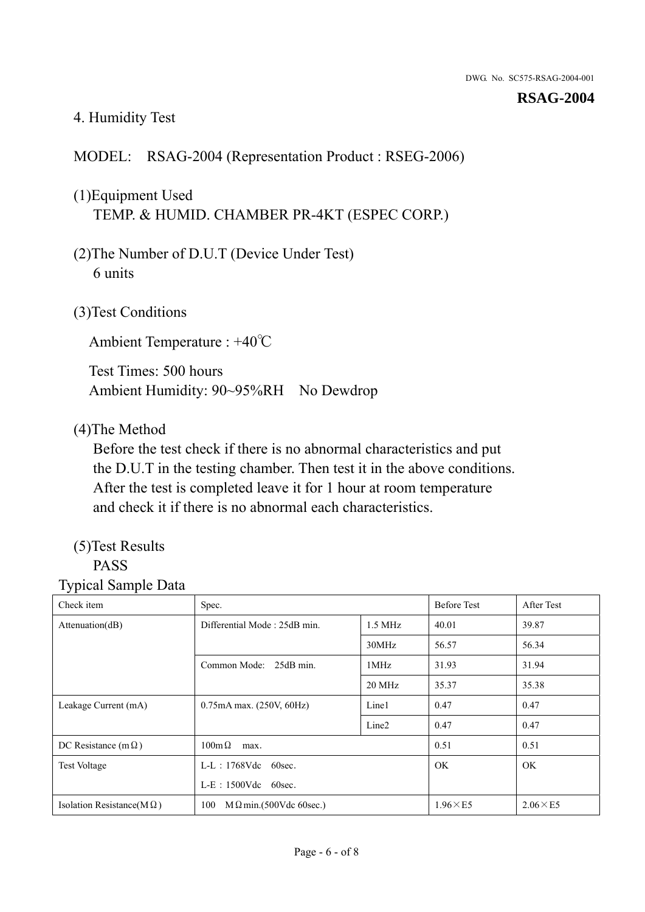DWG. No. SC575-RSAG-2004-001

**RSAG-2004**

## 4. Humidity Test

MODEL:　RSAG-2004 (Representation Product : RSEG-2006)

(1)Equipment Used
TEMP. & HUMID. CHAMBER PR-4KT (ESPEC CORP.)

(2)The Number of D.U.T (Device Under Test)
6 units

(3)Test Conditions

Ambient Temperature : +40℃

Test Times: 500 hours
Ambient Humidity: 90~95%RH　No Dewdrop

(4)The Method
Before the test check if there is no abnormal characteristics and put the D.U.T in the testing chamber. Then test it in the above conditions. After the test is completed leave it for 1 hour at room temperature and check it if there is no abnormal each characteristics.

(5)Test Results
PASS

Typical Sample Data

| Check item | Spec. | | Before Test | After Test |
|---|---|---|---|---|
| Attenuation(dB) | Differential Mode : 25dB min. | 1.5 MHz | 40.01 | 39.87 |
| | | 30MHz | 56.57 | 56.34 |
| | Common Mode:　25dB min. | 1MHz | 31.93 | 31.94 |
| | | 20 MHz | 35.37 | 35.38 |
| Leakage Current (mA) | 0.75mA max. (250V, 60Hz) | Line1 | 0.47 | 0.47 |
| | | Line2 | 0.47 | 0.47 |
| DC Resistance (mΩ) | 100mΩ　max. | | 0.51 | 0.51 |
| Test Voltage | L-L：1768Vdc　60sec.<br>L-E：1500Vdc　60sec. | | OK | OK |
| Isolation Resistance(MΩ) | 100　MΩmin.(500Vdc 60sec.) | | 1.96×E5 | 2.06×E5 |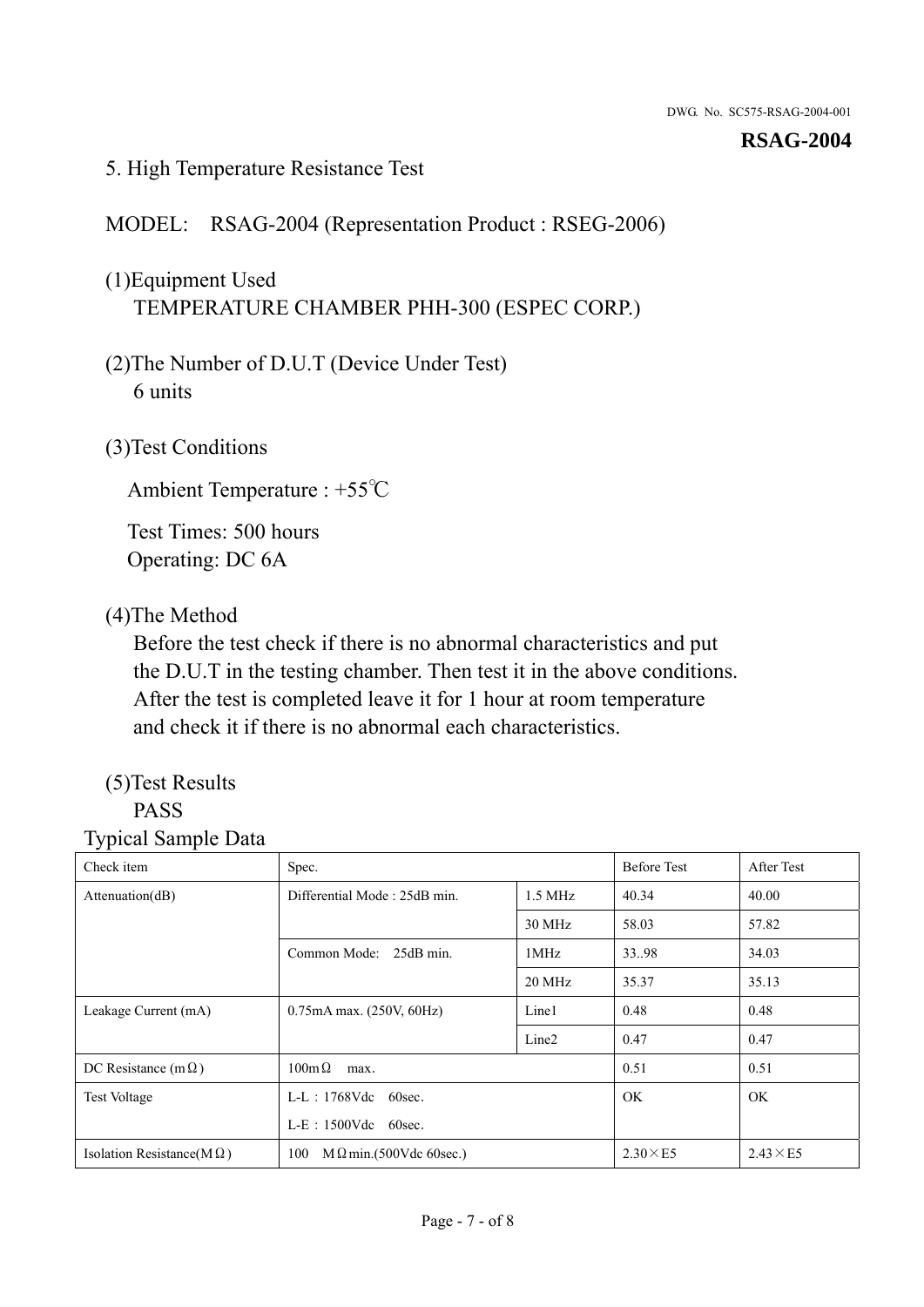5. High Temperature Resistance Test

MODEL: RSAG-2004 (Representation Product : RSEG-2006)

(1)Equipment Used
TEMPERATURE CHAMBER PHH-300 (ESPEC CORP.)

(2)The Number of D.U.T (Device Under Test)
6 units

(3)Test Conditions

Ambient Temperature : +55℃

Test Times: 500 hours
Operating: DC 6A

(4)The Method
Before the test check if there is no abnormal characteristics and put the D.U.T in the testing chamber. Then test it in the above conditions. After the test is completed leave it for 1 hour at room temperature and check it if there is no abnormal each characteristics.

(5)Test Results
PASS

Typical Sample Data

| Check item | Spec. | | Before Test | After Test |
|---|---|---|---|---|
| Attenuation(dB) | Differential Mode : 25dB min. | 1.5 MHz | 40.34 | 40.00 |
| | | 30 MHz | 58.03 | 57.82 |
| | Common Mode: 25dB min. | 1MHz | 33..98 | 34.03 |
| | | 20 MHz | 35.37 | 35.13 |
| Leakage Current (mA) | 0.75mA max. (250V, 60Hz) | Line1 | 0.48 | 0.48 |
| | | Line2 | 0.47 | 0.47 |
| DC Resistance (mΩ) | 100mΩ max. | | 0.51 | 0.51 |
| Test Voltage | L-L：1768Vdc 60sec.<br>L-E：1500Vdc 60sec. | | OK | OK |
| Isolation Resistance(MΩ) | 100 MΩmin.(500Vdc 60sec.) | | 2.30×E5 | 2.43×E5 |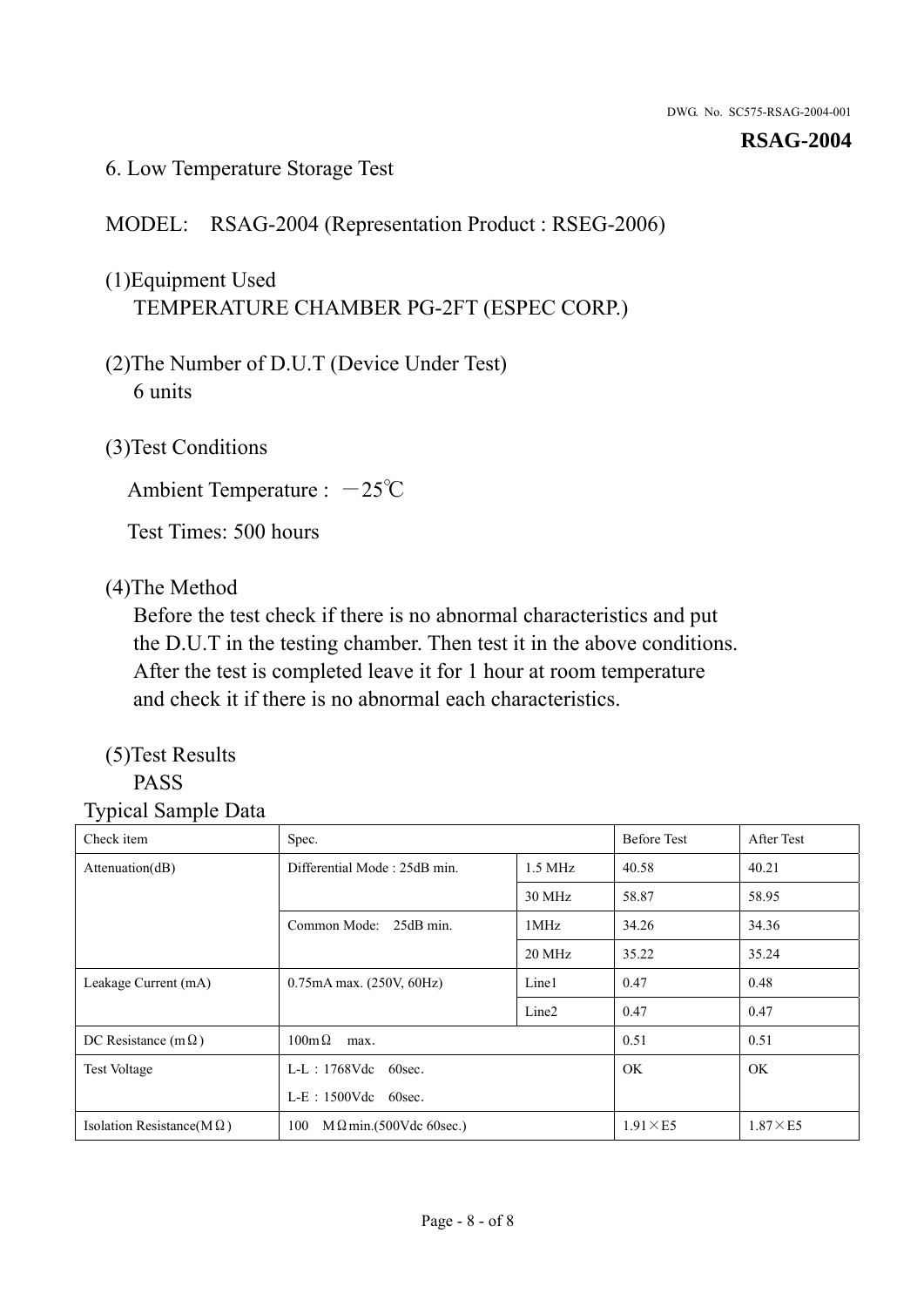DWG. No. SC575-RSAG-2004-001

**RSAG-2004**

## 6. Low Temperature Storage Test

MODEL:　RSAG-2004 (Representation Product : RSEG-2006)

(1)Equipment Used
TEMPERATURE CHAMBER PG-2FT (ESPEC CORP.)

(2)The Number of D.U.T (Device Under Test)
6 units

(3)Test Conditions

Ambient Temperature : －25℃

Test Times: 500 hours

(4)The Method
Before the test check if there is no abnormal characteristics and put the D.U.T in the testing chamber. Then test it in the above conditions. After the test is completed leave it for 1 hour at room temperature and check it if there is no abnormal each characteristics.

(5)Test Results
PASS

Typical Sample Data

| Check item | Spec. | | Before Test | After Test |
|---|---|---|---|---|
| Attenuation(dB) | Differential Mode : 25dB min. | 1.5 MHz | 40.58 | 40.21 |
| | | 30 MHz | 58.87 | 58.95 |
| | Common Mode:　25dB min. | 1MHz | 34.26 | 34.36 |
| | | 20 MHz | 35.22 | 35.24 |
| Leakage Current (mA) | 0.75mA max. (250V, 60Hz) | Line1 | 0.47 | 0.48 |
| | | Line2 | 0.47 | 0.47 |
| DC Resistance (mΩ) | 100mΩ　max. | | 0.51 | 0.51 |
| Test Voltage | L-L：1768Vdc　60sec.<br>L-E：1500Vdc　60sec. | | OK | OK |
| Isolation Resistance(MΩ) | 100　MΩmin.(500Vdc 60sec.) | | 1.91×E5 | 1.87×E5 |